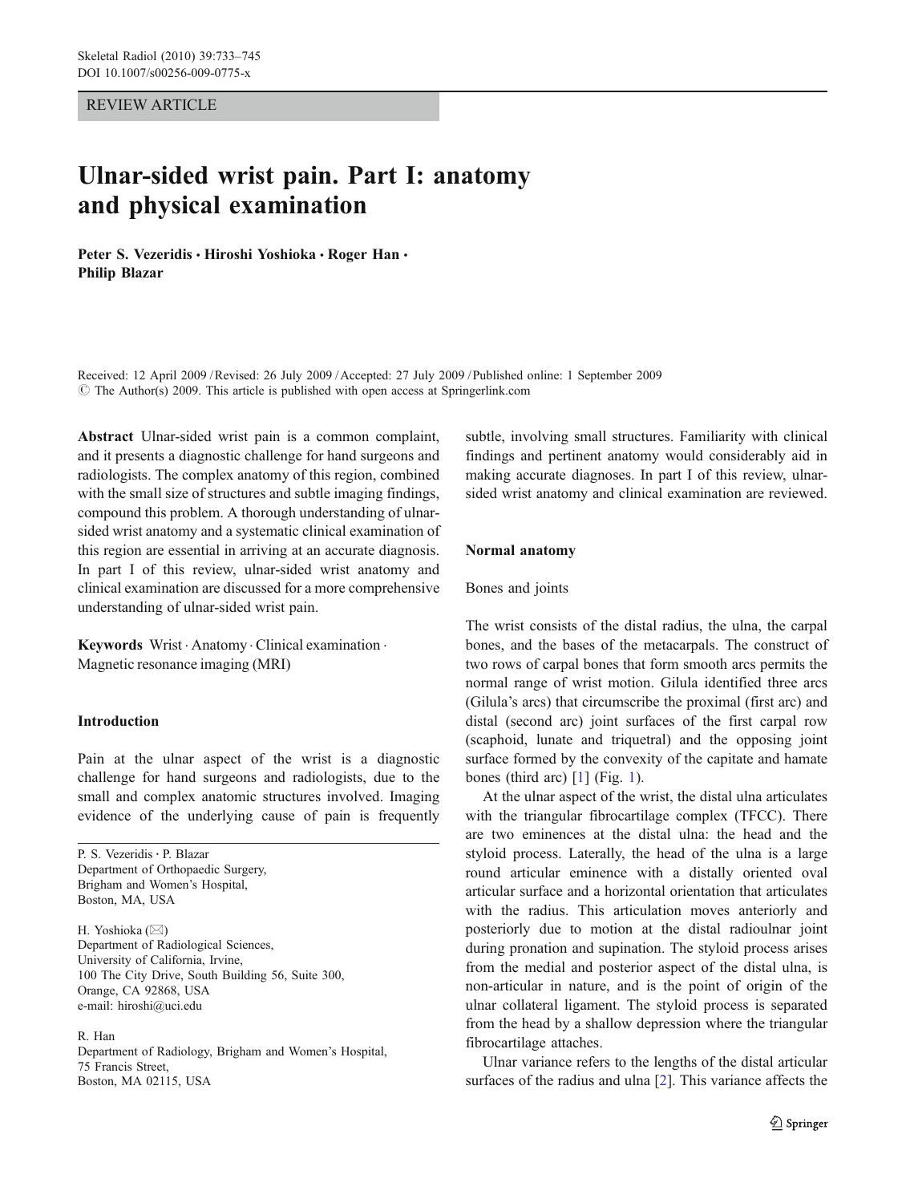REVIEW ARTICLE

# Ulnar-sided wrist pain. Part I: anatomy and physical examination

**Peter S. Vezeridis · Hiroshi Yoshioka · Roger Han · Philip Blazar**

Received: 12 April 2009 / Revised: 26 July 2009 / Accepted: 27 July 2009 / Published online: 1 September 2009
© The Author(s) 2009. This article is published with open access at Springerlink.com

**Abstract** Ulnar-sided wrist pain is a common complaint, and it presents a diagnostic challenge for hand surgeons and radiologists. The complex anatomy of this region, combined with the small size of structures and subtle imaging findings, compound this problem. A thorough understanding of ulnar-sided wrist anatomy and a systematic clinical examination of this region are essential in arriving at an accurate diagnosis. In part I of this review, ulnar-sided wrist anatomy and clinical examination are discussed for a more comprehensive understanding of ulnar-sided wrist pain.

**Keywords** Wrist · Anatomy · Clinical examination · Magnetic resonance imaging (MRI)

## Introduction

Pain at the ulnar aspect of the wrist is a diagnostic challenge for hand surgeons and radiologists, due to the small and complex anatomic structures involved. Imaging evidence of the underlying cause of pain is frequently subtle, involving small structures. Familiarity with clinical findings and pertinent anatomy would considerably aid in making accurate diagnoses. In part I of this review, ulnar-sided wrist anatomy and clinical examination are reviewed.

P. S. Vezeridis · P. Blazar
Department of Orthopaedic Surgery,
Brigham and Women's Hospital,
Boston, MA, USA

H. Yoshioka (✉)
Department of Radiological Sciences,
University of California, Irvine,
100 The City Drive, South Building 56, Suite 300,
Orange, CA 92868, USA
e-mail: hiroshi@uci.edu

R. Han
Department of Radiology, Brigham and Women's Hospital,
75 Francis Street,
Boston, MA 02115, USA

## Normal anatomy

### Bones and joints

The wrist consists of the distal radius, the ulna, the carpal bones, and the bases of the metacarpals. The construct of two rows of carpal bones that form smooth arcs permits the normal range of wrist motion. Gilula identified three arcs (Gilula's arcs) that circumscribe the proximal (first arc) and distal (second arc) joint surfaces of the first carpal row (scaphoid, lunate and triquetral) and the opposing joint surface formed by the convexity of the capitate and hamate bones (third arc) [1] (Fig. 1).

At the ulnar aspect of the wrist, the distal ulna articulates with the triangular fibrocartilage complex (TFCC). There are two eminences at the distal ulna: the head and the styloid process. Laterally, the head of the ulna is a large round articular eminence with a distally oriented oval articular surface and a horizontal orientation that articulates with the radius. This articulation moves anteriorly and posteriorly due to motion at the distal radioulnar joint during pronation and supination. The styloid process arises from the medial and posterior aspect of the distal ulna, is non-articular in nature, and is the point of origin of the ulnar collateral ligament. The styloid process is separated from the head by a shallow depression where the triangular fibrocartilage attaches.

Ulnar variance refers to the lengths of the distal articular surfaces of the radius and ulna [2]. This variance affects the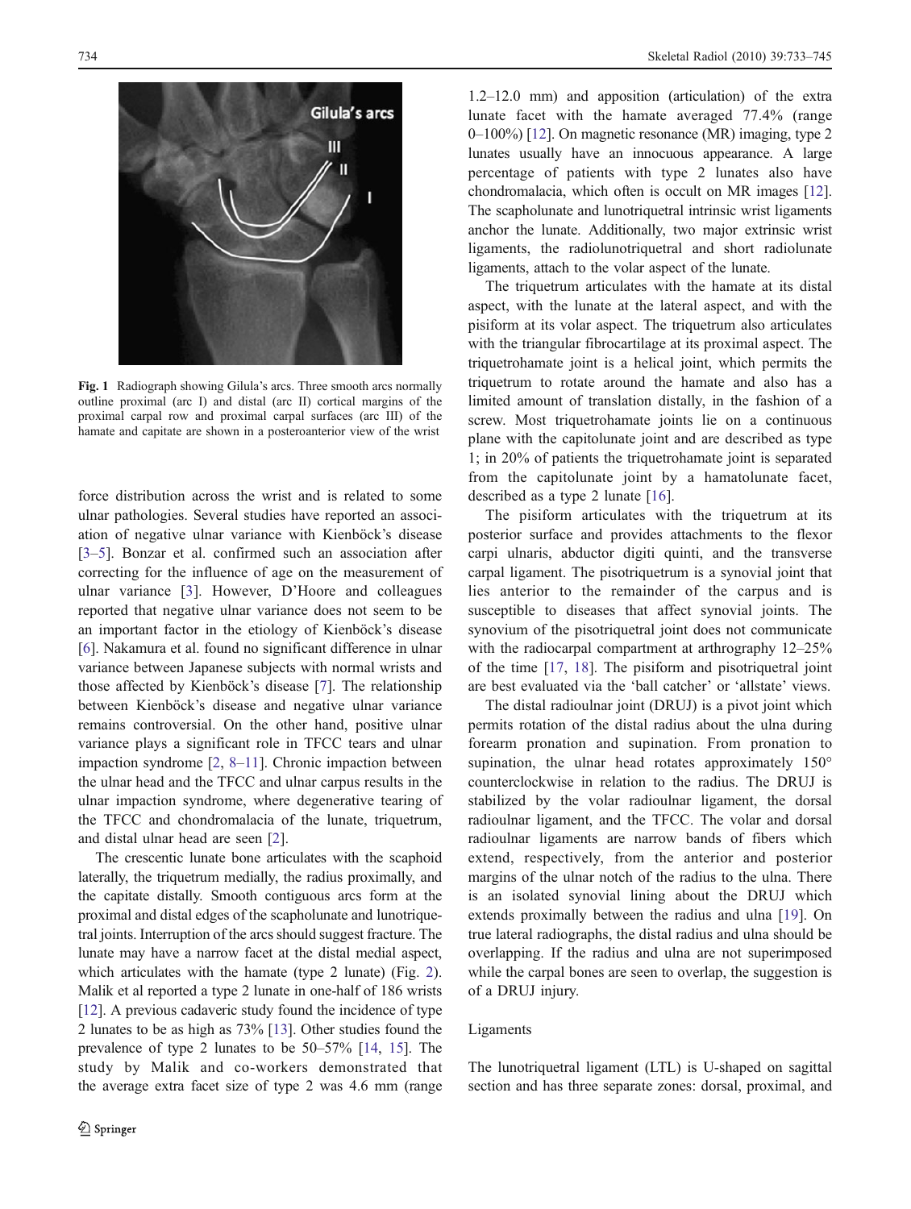Fig. 1 Radiograph showing Gilula's arcs. Three smooth arcs normally outline proximal (arc I) and distal (arc II) cortical margins of the proximal carpal row and proximal carpal surfaces (arc III) of the hamate and capitate are shown in a posteroanterior view of the wrist

force distribution across the wrist and is related to some ulnar pathologies. Several studies have reported an association of negative ulnar variance with Kienböck's disease [3–5]. Bonzar et al. confirmed such an association after correcting for the influence of age on the measurement of ulnar variance [3]. However, D'Hoore and colleagues reported that negative ulnar variance does not seem to be an important factor in the etiology of Kienböck's disease [6]. Nakamura et al. found no significant difference in ulnar variance between Japanese subjects with normal wrists and those affected by Kienböck's disease [7]. The relationship between Kienböck's disease and negative ulnar variance remains controversial. On the other hand, positive ulnar variance plays a significant role in TFCC tears and ulnar impaction syndrome [2, 8–11]. Chronic impaction between the ulnar head and the TFCC and ulnar carpus results in the ulnar impaction syndrome, where degenerative tearing of the TFCC and chondromalacia of the lunate, triquetrum, and distal ulnar head are seen [2].

The crescentic lunate bone articulates with the scaphoid laterally, the triquetrum medially, the radius proximally, and the capitate distally. Smooth contiguous arcs form at the proximal and distal edges of the scapholunate and lunotriquetral joints. Interruption of the arcs should suggest fracture. The lunate may have a narrow facet at the distal medial aspect, which articulates with the hamate (type 2 lunate) (Fig. 2). Malik et al reported a type 2 lunate in one-half of 186 wrists [12]. A previous cadaveric study found the incidence of type 2 lunates to be as high as 73% [13]. Other studies found the prevalence of type 2 lunates to be 50–57% [14, 15]. The study by Malik and co-workers demonstrated that the average extra facet size of type 2 was 4.6 mm (range 1.2–12.0 mm) and apposition (articulation) of the extra lunate facet with the hamate averaged 77.4% (range 0–100%) [12]. On magnetic resonance (MR) imaging, type 2 lunates usually have an innocuous appearance. A large percentage of patients with type 2 lunates also have chondromalacia, which often is occult on MR images [12]. The scapholunate and lunotriquetral intrinsic wrist ligaments anchor the lunate. Additionally, two major extrinsic wrist ligaments, the radiolunotriquetral and short radiolunate ligaments, attach to the volar aspect of the lunate.

The triquetrum articulates with the hamate at its distal aspect, with the lunate at the lateral aspect, and with the pisiform at its volar aspect. The triquetrum also articulates with the triangular fibrocartilage at its proximal aspect. The triquetrohamate joint is a helical joint, which permits the triquetrum to rotate around the hamate and also has a limited amount of translation distally, in the fashion of a screw. Most triquetrohamate joints lie on a continuous plane with the capitolunate joint and are described as type 1; in 20% of patients the triquetrohamate joint is separated from the capitolunate joint by a hamatolunate facet, described as a type 2 lunate [16].

The pisiform articulates with the triquetrum at its posterior surface and provides attachments to the flexor carpi ulnaris, abductor digiti quinti, and the transverse carpal ligament. The pisotriquetrum is a synovial joint that lies anterior to the remainder of the carpus and is susceptible to diseases that affect synovial joints. The synovium of the pisotriquetral joint does not communicate with the radiocarpal compartment at arthrography 12–25% of the time [17, 18]. The pisiform and pisotriquetral joint are best evaluated via the 'ball catcher' or 'allstate' views.

The distal radioulnar joint (DRUJ) is a pivot joint which permits rotation of the distal radius about the ulna during forearm pronation and supination. From pronation to supination, the ulnar head rotates approximately 150° counterclockwise in relation to the radius. The DRUJ is stabilized by the volar radioulnar ligament, the dorsal radioulnar ligament, and the TFCC. The volar and dorsal radioulnar ligaments are narrow bands of fibers which extend, respectively, from the anterior and posterior margins of the ulnar notch of the radius to the ulna. There is an isolated synovial lining about the DRUJ which extends proximally between the radius and ulna [19]. On true lateral radiographs, the distal radius and ulna should be overlapping. If the radius and ulna are not superimposed while the carpal bones are seen to overlap, the suggestion is of a DRUJ injury.

## Ligaments

The lunotriquetral ligament (LTL) is U-shaped on sagittal section and has three separate zones: dorsal, proximal, and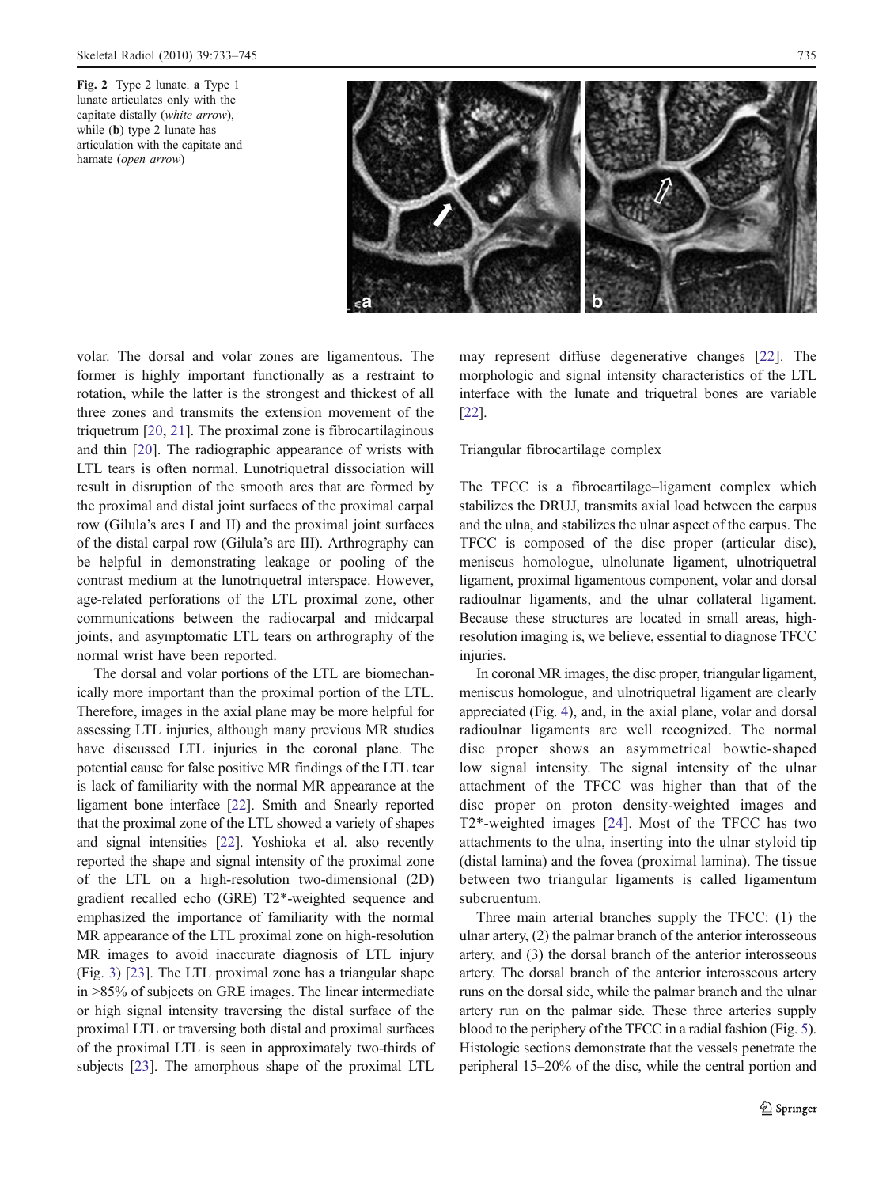Fig. 2 Type 2 lunate. **a** Type 1 lunate articulates only with the capitate distally (*white arrow*), while (**b**) type 2 lunate has articulation with the capitate and hamate (*open arrow*)

volar. The dorsal and volar zones are ligamentous. The former is highly important functionally as a restraint to rotation, while the latter is the strongest and thickest of all three zones and transmits the extension movement of the triquetrum [20, 21]. The proximal zone is fibrocartilaginous and thin [20]. The radiographic appearance of wrists with LTL tears is often normal. Lunotriquetral dissociation will result in disruption of the smooth arcs that are formed by the proximal and distal joint surfaces of the proximal carpal row (Gilula's arcs I and II) and the proximal joint surfaces of the distal carpal row (Gilula's arc III). Arthrography can be helpful in demonstrating leakage or pooling of the contrast medium at the lunotriquetral interspace. However, age-related perforations of the LTL proximal zone, other communications between the radiocarpal and midcarpal joints, and asymptomatic LTL tears on arthrography of the normal wrist have been reported.

The dorsal and volar portions of the LTL are biomechanically more important than the proximal portion of the LTL. Therefore, images in the axial plane may be more helpful for assessing LTL injuries, although many previous MR studies have discussed LTL injuries in the coronal plane. The potential cause for false positive MR findings of the LTL tear is lack of familiarity with the normal MR appearance at the ligament–bone interface [22]. Smith and Snearly reported that the proximal zone of the LTL showed a variety of shapes and signal intensities [22]. Yoshioka et al. also recently reported the shape and signal intensity of the proximal zone of the LTL on a high-resolution two-dimensional (2D) gradient recalled echo (GRE) T2*-weighted sequence and emphasized the importance of familiarity with the normal MR appearance of the LTL proximal zone on high-resolution MR images to avoid inaccurate diagnosis of LTL injury (Fig. 3) [23]. The LTL proximal zone has a triangular shape in >85% of subjects on GRE images. The linear intermediate or high signal intensity traversing the distal surface of the proximal LTL or traversing both distal and proximal surfaces of the proximal LTL is seen in approximately two-thirds of subjects [23]. The amorphous shape of the proximal LTL may represent diffuse degenerative changes [22]. The morphologic and signal intensity characteristics of the LTL interface with the lunate and triquetral bones are variable [22].

### Triangular fibrocartilage complex

The TFCC is a fibrocartilage–ligament complex which stabilizes the DRUJ, transmits axial load between the carpus and the ulna, and stabilizes the ulnar aspect of the carpus. The TFCC is composed of the disc proper (articular disc), meniscus homologue, ulnolunate ligament, ulnotriquetral ligament, proximal ligamentous component, volar and dorsal radioulnar ligaments, and the ulnar collateral ligament. Because these structures are located in small areas, high-resolution imaging is, we believe, essential to diagnose TFCC injuries.

In coronal MR images, the disc proper, triangular ligament, meniscus homologue, and ulnotriquetral ligament are clearly appreciated (Fig. 4), and, in the axial plane, volar and dorsal radioulnar ligaments are well recognized. The normal disc proper shows an asymmetrical bowtie-shaped low signal intensity. The signal intensity of the ulnar attachment of the TFCC was higher than that of the disc proper on proton density-weighted images and T2*-weighted images [24]. Most of the TFCC has two attachments to the ulna, inserting into the ulnar styloid tip (distal lamina) and the fovea (proximal lamina). The tissue between two triangular ligaments is called ligamentum subcruentum.

Three main arterial branches supply the TFCC: (1) the ulnar artery, (2) the palmar branch of the anterior interosseous artery, and (3) the dorsal branch of the anterior interosseous artery. The dorsal branch of the anterior interosseous artery runs on the dorsal side, while the palmar branch and the ulnar artery run on the palmar side. These three arteries supply blood to the periphery of the TFCC in a radial fashion (Fig. 5). Histologic sections demonstrate that the vessels penetrate the peripheral 15–20% of the disc, while the central portion and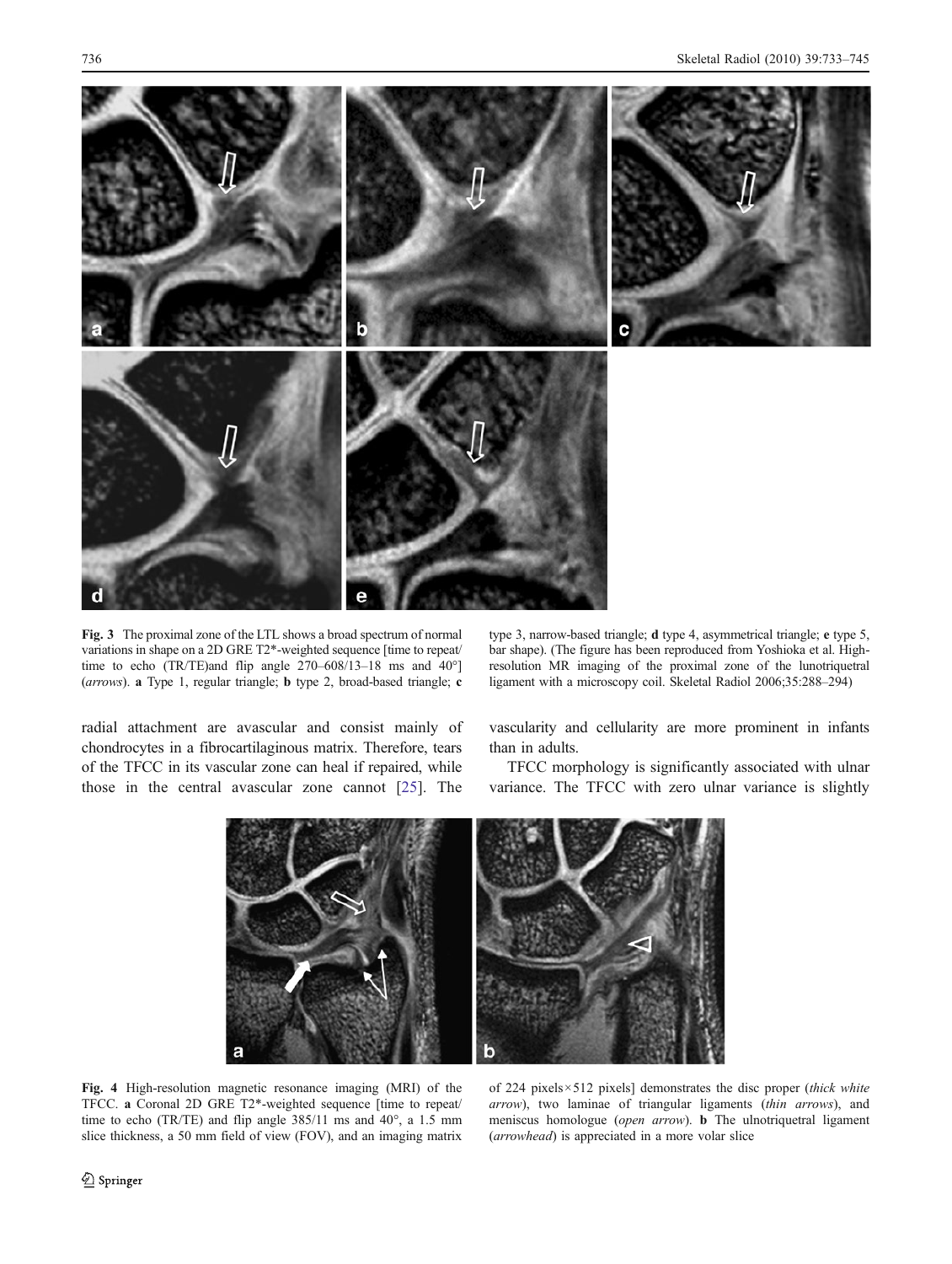Fig. 3 The proximal zone of the LTL shows a broad spectrum of normal variations in shape on a 2D GRE T2*-weighted sequence [time to repeat/time to echo (TR/TE)and flip angle 270–608/13–18 ms and 40°] (*arrows*). **a** Type 1, regular triangle; **b** type 2, broad-based triangle; **c** type 3, narrow-based triangle; **d** type 4, asymmetrical triangle; **e** type 5, bar shape). (The figure has been reproduced from Yoshioka et al. High-resolution MR imaging of the proximal zone of the lunotriquetral ligament with a microscopy coil. Skeletal Radiol 2006;35:288–294)

radial attachment are avascular and consist mainly of chondrocytes in a fibrocartilaginous matrix. Therefore, tears of the TFCC in its vascular zone can heal if repaired, while those in the central avascular zone cannot [25]. The vascularity and cellularity are more prominent in infants than in adults.

TFCC morphology is significantly associated with ulnar variance. The TFCC with zero ulnar variance is slightly

Fig. 4 High-resolution magnetic resonance imaging (MRI) of the TFCC. **a** Coronal 2D GRE T2*-weighted sequence [time to repeat/time to echo (TR/TE) and flip angle 385/11 ms and 40°, a 1.5 mm slice thickness, a 50 mm field of view (FOV), and an imaging matrix of 224 pixels×512 pixels] demonstrates the disc proper (*thick white arrow*), two laminae of triangular ligaments (*thin arrows*), and meniscus homologue (*open arrow*). **b** The ulnotriquetral ligament (*arrowhead*) is appreciated in a more volar slice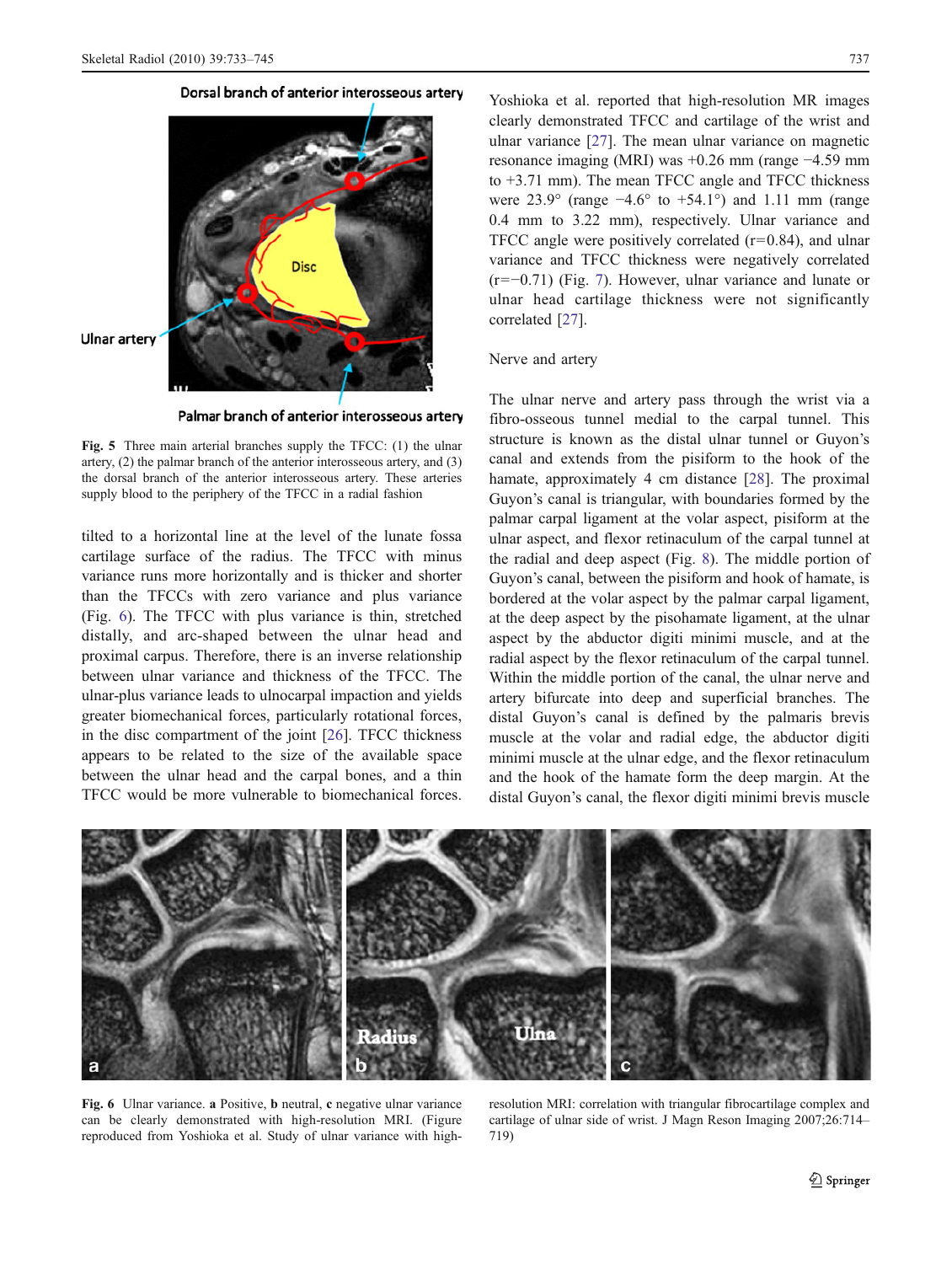Fig. 5 Three main arterial branches supply the TFCC: (1) the ulnar artery, (2) the palmar branch of the anterior interosseous artery, and (3) the dorsal branch of the anterior interosseous artery. These arteries supply blood to the periphery of the TFCC in a radial fashion

tilted to a horizontal line at the level of the lunate fossa cartilage surface of the radius. The TFCC with minus variance runs more horizontally and is thicker and shorter than the TFCCs with zero variance and plus variance (Fig. 6). The TFCC with plus variance is thin, stretched distally, and arc-shaped between the ulnar head and proximal carpus. Therefore, there is an inverse relationship between ulnar variance and thickness of the TFCC. The ulnar-plus variance leads to ulnocarpal impaction and yields greater biomechanical forces, particularly rotational forces, in the disc compartment of the joint [26]. TFCC thickness appears to be related to the size of the available space between the ulnar head and the carpal bones, and a thin TFCC would be more vulnerable to biomechanical forces. Yoshioka et al. reported that high-resolution MR images clearly demonstrated TFCC and cartilage of the wrist and ulnar variance [27]. The mean ulnar variance on magnetic resonance imaging (MRI) was +0.26 mm (range −4.59 mm to +3.71 mm). The mean TFCC angle and TFCC thickness were 23.9° (range −4.6° to +54.1°) and 1.11 mm (range 0.4 mm to 3.22 mm), respectively. Ulnar variance and TFCC angle were positively correlated ($r=0.84$), and ulnar variance and TFCC thickness were negatively correlated ($r=-0.71$) (Fig. 7). However, ulnar variance and lunate or ulnar head cartilage thickness were not significantly correlated [27].

## Nerve and artery

The ulnar nerve and artery pass through the wrist via a fibro-osseous tunnel medial to the carpal tunnel. This structure is known as the distal ulnar tunnel or Guyon's canal and extends from the pisiform to the hook of the hamate, approximately 4 cm distance [28]. The proximal Guyon's canal is triangular, with boundaries formed by the palmar carpal ligament at the volar aspect, pisiform at the ulnar aspect, and flexor retinaculum of the carpal tunnel at the radial and deep aspect (Fig. 8). The middle portion of Guyon's canal, between the pisiform and hook of hamate, is bordered at the volar aspect by the palmar carpal ligament, at the deep aspect by the pisohamate ligament, at the ulnar aspect by the abductor digiti minimi muscle, and at the radial aspect by the flexor retinaculum of the carpal tunnel. Within the middle portion of the canal, the ulnar nerve and artery bifurcate into deep and superficial branches. The distal Guyon's canal is defined by the palmaris brevis muscle at the volar and radial edge, the abductor digiti minimi muscle at the ulnar edge, and the flexor retinaculum and the hook of the hamate form the deep margin. At the distal Guyon's canal, the flexor digiti minimi brevis muscle

Fig. 6 Ulnar variance. **a** Positive, **b** neutral, **c** negative ulnar variance can be clearly demonstrated with high-resolution MRI. (Figure reproduced from Yoshioka et al. Study of ulnar variance with high-resolution MRI: correlation with triangular fibrocartilage complex and cartilage of ulnar side of wrist. J Magn Reson Imaging 2007;26:714–719)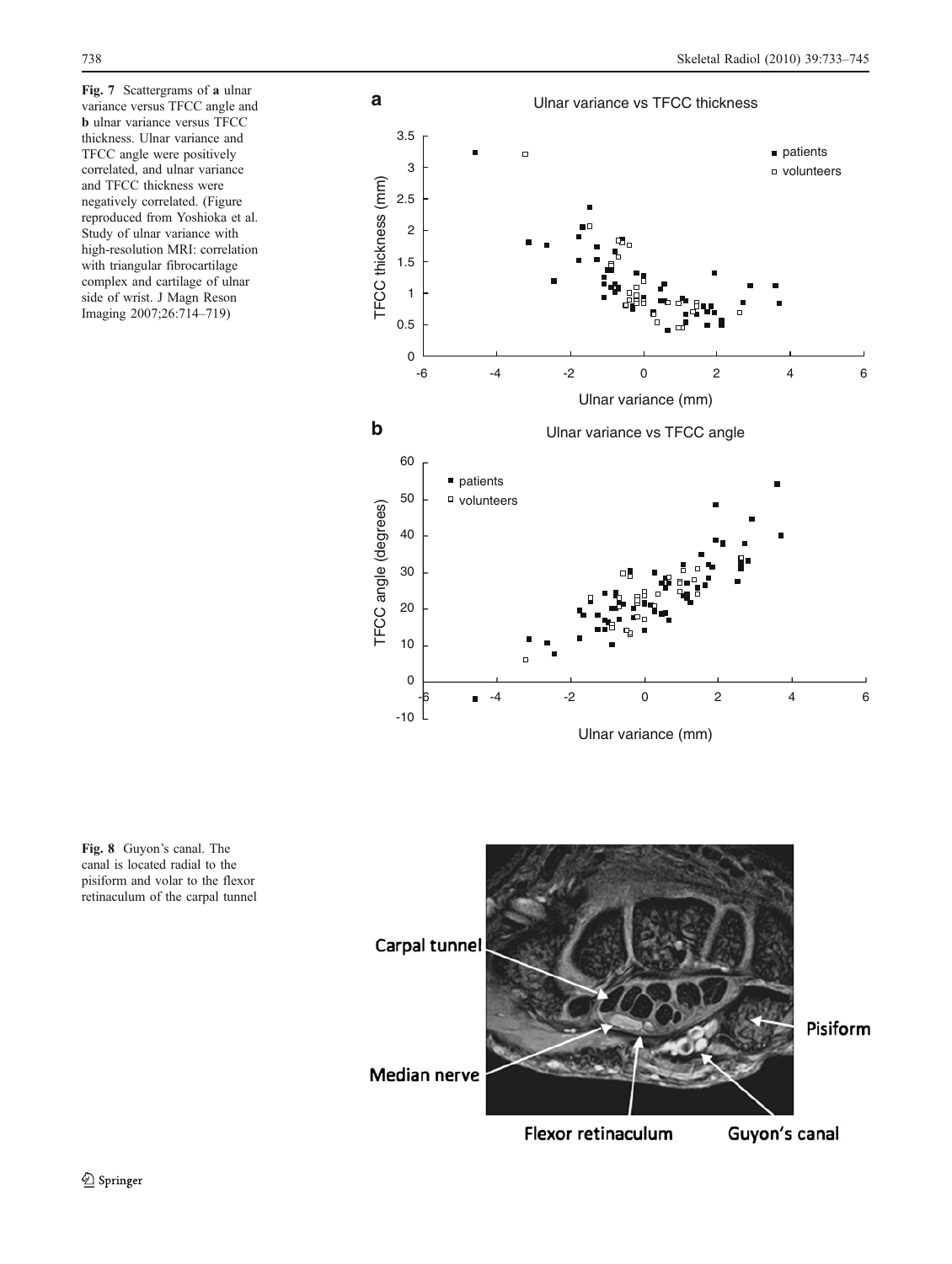**Fig. 7** Scattergrams of **a** ulnar variance versus TFCC angle and **b** ulnar variance versus TFCC thickness. Ulnar variance and TFCC angle were positively correlated, and ulnar variance and TFCC thickness were negatively correlated. (Figure reproduced from Yoshioka et al. Study of ulnar variance with high-resolution MRI: correlation with triangular fibrocartilage complex and cartilage of ulnar side of wrist. J Magn Reson Imaging 2007;26:714–719)

**Fig. 8** Guyon's canal. The canal is located radial to the pisiform and volar to the flexor retinaculum of the carpal tunnel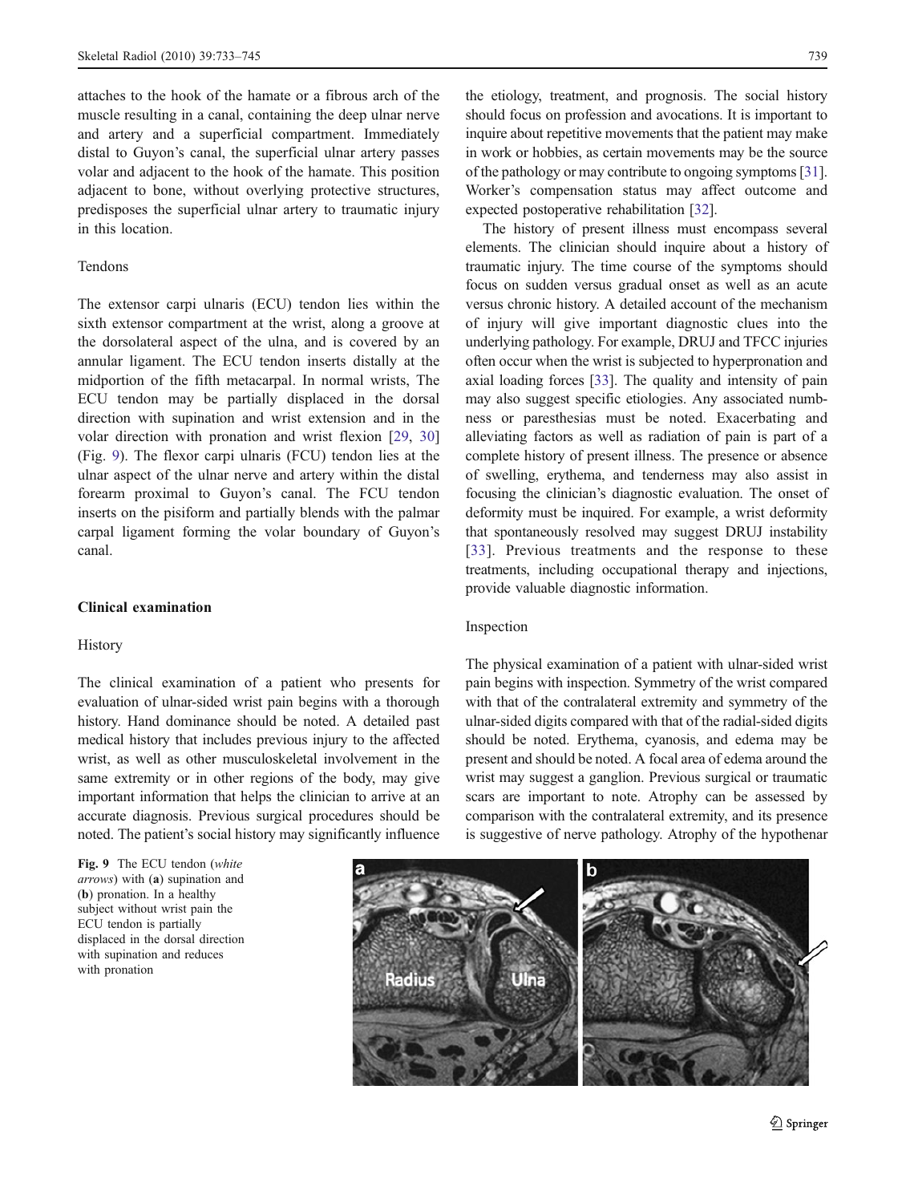attaches to the hook of the hamate or a fibrous arch of the muscle resulting in a canal, containing the deep ulnar nerve and artery and a superficial compartment. Immediately distal to Guyon's canal, the superficial ulnar artery passes volar and adjacent to the hook of the hamate. This position adjacent to bone, without overlying protective structures, predisposes the superficial ulnar artery to traumatic injury in this location.

### Tendons

The extensor carpi ulnaris (ECU) tendon lies within the sixth extensor compartment at the wrist, along a groove at the dorsolateral aspect of the ulna, and is covered by an annular ligament. The ECU tendon inserts distally at the midportion of the fifth metacarpal. In normal wrists, The ECU tendon may be partially displaced in the dorsal direction with supination and wrist extension and in the volar direction with pronation and wrist flexion [29, 30] (Fig. 9). The flexor carpi ulnaris (FCU) tendon lies at the ulnar aspect of the ulnar nerve and artery within the distal forearm proximal to Guyon's canal. The FCU tendon inserts on the pisiform and partially blends with the palmar carpal ligament forming the volar boundary of Guyon's canal.

## Clinical examination

### History

The clinical examination of a patient who presents for evaluation of ulnar-sided wrist pain begins with a thorough history. Hand dominance should be noted. A detailed past medical history that includes previous injury to the affected wrist, as well as other musculoskeletal involvement in the same extremity or in other regions of the body, may give important information that helps the clinician to arrive at an accurate diagnosis. Previous surgical procedures should be noted. The patient's social history may significantly influence the etiology, treatment, and prognosis. The social history should focus on profession and avocations. It is important to inquire about repetitive movements that the patient may make in work or hobbies, as certain movements may be the source of the pathology or may contribute to ongoing symptoms [31]. Worker's compensation status may affect outcome and expected postoperative rehabilitation [32].

The history of present illness must encompass several elements. The clinician should inquire about a history of traumatic injury. The time course of the symptoms should focus on sudden versus gradual onset as well as an acute versus chronic history. A detailed account of the mechanism of injury will give important diagnostic clues into the underlying pathology. For example, DRUJ and TFCC injuries often occur when the wrist is subjected to hyperpronation and axial loading forces [33]. The quality and intensity of pain may also suggest specific etiologies. Any associated numbness or paresthesias must be noted. Exacerbating and alleviating factors as well as radiation of pain is part of a complete history of present illness. The presence or absence of swelling, erythema, and tenderness may also assist in focusing the clinician's diagnostic evaluation. The onset of deformity must be inquired. For example, a wrist deformity that spontaneously resolved may suggest DRUJ instability [33]. Previous treatments and the response to these treatments, including occupational therapy and injections, provide valuable diagnostic information.

### Inspection

The physical examination of a patient with ulnar-sided wrist pain begins with inspection. Symmetry of the wrist compared with that of the contralateral extremity and symmetry of the ulnar-sided digits compared with that of the radial-sided digits should be noted. Erythema, cyanosis, and edema may be present and should be noted. A focal area of edema around the wrist may suggest a ganglion. Previous surgical or traumatic scars are important to note. Atrophy can be assessed by comparison with the contralateral extremity, and its presence is suggestive of nerve pathology. Atrophy of the hypothenar

**Fig. 9** The ECU tendon (*white arrows*) with (**a**) supination and (**b**) pronation. In a healthy subject without wrist pain the ECU tendon is partially displaced in the dorsal direction with supination and reduces with pronation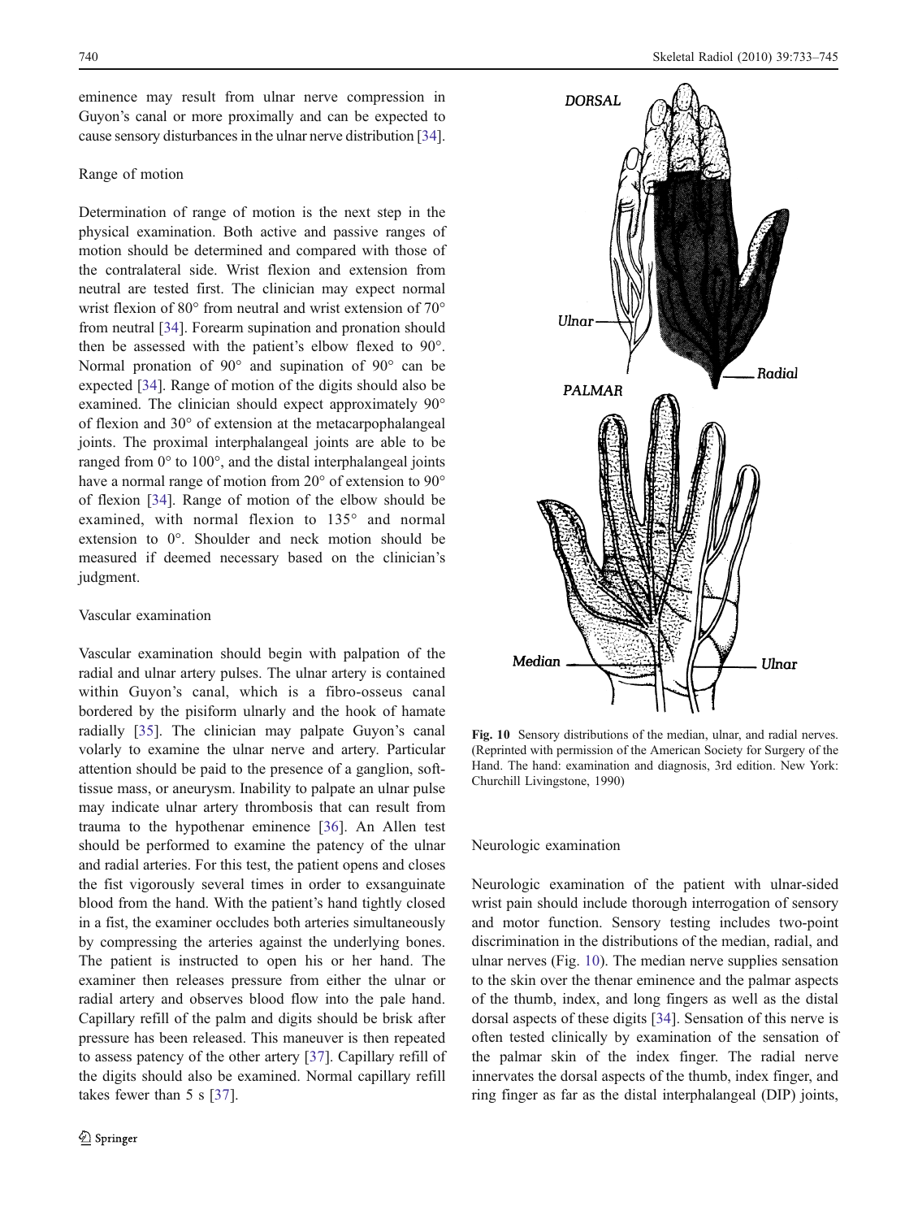eminence may result from ulnar nerve compression in Guyon's canal or more proximally and can be expected to cause sensory disturbances in the ulnar nerve distribution [34].

### Range of motion

Determination of range of motion is the next step in the physical examination. Both active and passive ranges of motion should be determined and compared with those of the contralateral side. Wrist flexion and extension from neutral are tested first. The clinician may expect normal wrist flexion of 80° from neutral and wrist extension of 70° from neutral [34]. Forearm supination and pronation should then be assessed with the patient's elbow flexed to 90°. Normal pronation of 90° and supination of 90° can be expected [34]. Range of motion of the digits should also be examined. The clinician should expect approximately 90° of flexion and 30° of extension at the metacarpophalangeal joints. The proximal interphalangeal joints are able to be ranged from 0° to 100°, and the distal interphalangeal joints have a normal range of motion from 20° of extension to 90° of flexion [34]. Range of motion of the elbow should be examined, with normal flexion to 135° and normal extension to 0°. Shoulder and neck motion should be measured if deemed necessary based on the clinician's judgment.

### Vascular examination

Vascular examination should begin with palpation of the radial and ulnar artery pulses. The ulnar artery is contained within Guyon's canal, which is a fibro-osseus canal bordered by the pisiform ulnarly and the hook of hamate radially [35]. The clinician may palpate Guyon's canal volarly to examine the ulnar nerve and artery. Particular attention should be paid to the presence of a ganglion, soft-tissue mass, or aneurysm. Inability to palpate an ulnar pulse may indicate ulnar artery thrombosis that can result from trauma to the hypothenar eminence [36]. An Allen test should be performed to examine the patency of the ulnar and radial arteries. For this test, the patient opens and closes the fist vigorously several times in order to exsanguinate blood from the hand. With the patient's hand tightly closed in a fist, the examiner occludes both arteries simultaneously by compressing the arteries against the underlying bones. The patient is instructed to open his or her hand. The examiner then releases pressure from either the ulnar or radial artery and observes blood flow into the pale hand. Capillary refill of the palm and digits should be brisk after pressure has been released. This maneuver is then repeated to assess patency of the other artery [37]. Capillary refill of the digits should also be examined. Normal capillary refill takes fewer than 5 s [37].

Fig. 10 Sensory distributions of the median, ulnar, and radial nerves. (Reprinted with permission of the American Society for Surgery of the Hand. The hand: examination and diagnosis, 3rd edition. New York: Churchill Livingstone, 1990)

### Neurologic examination

Neurologic examination of the patient with ulnar-sided wrist pain should include thorough interrogation of sensory and motor function. Sensory testing includes two-point discrimination in the distributions of the median, radial, and ulnar nerves (Fig. 10). The median nerve supplies sensation to the skin over the thenar eminence and the palmar aspects of the thumb, index, and long fingers as well as the distal dorsal aspects of these digits [34]. Sensation of this nerve is often tested clinically by examination of the sensation of the palmar skin of the index finger. The radial nerve innervates the dorsal aspects of the thumb, index finger, and ring finger as far as the distal interphalangeal (DIP) joints,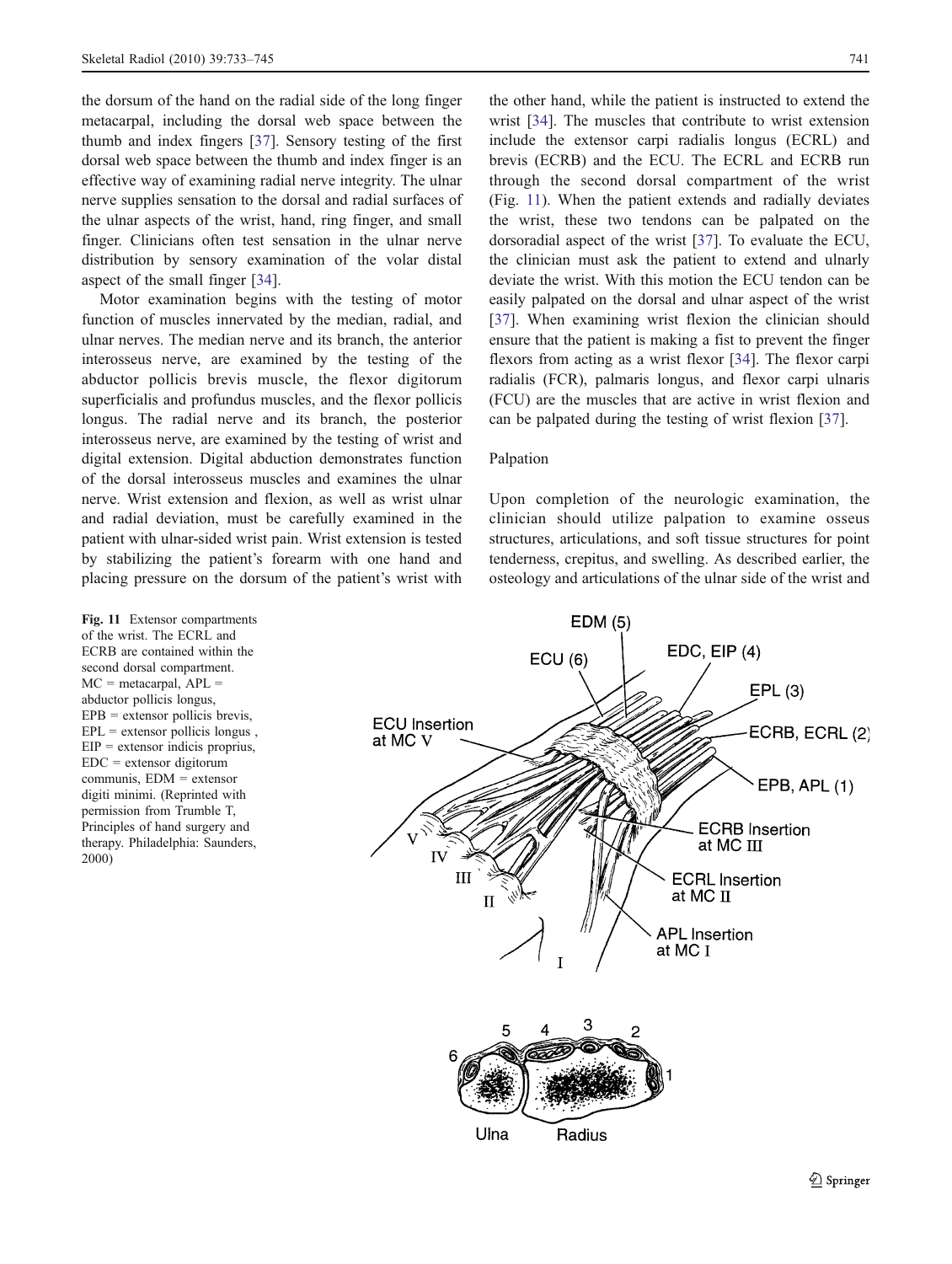the dorsum of the hand on the radial side of the long finger metacarpal, including the dorsal web space between the thumb and index fingers [37]. Sensory testing of the first dorsal web space between the thumb and index finger is an effective way of examining radial nerve integrity. The ulnar nerve supplies sensation to the dorsal and radial surfaces of the ulnar aspects of the wrist, hand, ring finger, and small finger. Clinicians often test sensation in the ulnar nerve distribution by sensory examination of the volar distal aspect of the small finger [34].

Motor examination begins with the testing of motor function of muscles innervated by the median, radial, and ulnar nerves. The median nerve and its branch, the anterior interosseus nerve, are examined by the testing of the abductor pollicis brevis muscle, the flexor digitorum superficialis and profundus muscles, and the flexor pollicis longus. The radial nerve and its branch, the posterior interosseus nerve, are examined by the testing of wrist and digital extension. Digital abduction demonstrates function of the dorsal interosseus muscles and examines the ulnar nerve. Wrist extension and flexion, as well as wrist ulnar and radial deviation, must be carefully examined in the patient with ulnar-sided wrist pain. Wrist extension is tested by stabilizing the patient's forearm with one hand and placing pressure on the dorsum of the patient's wrist with the other hand, while the patient is instructed to extend the wrist [34]. The muscles that contribute to wrist extension include the extensor carpi radialis longus (ECRL) and brevis (ECRB) and the ECU. The ECRL and ECRB run through the second dorsal compartment of the wrist (Fig. 11). When the patient extends and radially deviates the wrist, these two tendons can be palpated on the dorsoradial aspect of the wrist [37]. To evaluate the ECU, the clinician must ask the patient to extend and ulnarly deviate the wrist. With this motion the ECU tendon can be easily palpated on the dorsal and ulnar aspect of the wrist [37]. When examining wrist flexion the clinician should ensure that the patient is making a fist to prevent the finger flexors from acting as a wrist flexor [34]. The flexor carpi radialis (FCR), palmaris longus, and flexor carpi ulnaris (FCU) are the muscles that are active in wrist flexion and can be palpated during the testing of wrist flexion [37].

### Palpation

Upon completion of the neurologic examination, the clinician should utilize palpation to examine osseus structures, articulations, and soft tissue structures for point tenderness, crepitus, and swelling. As described earlier, the osteology and articulations of the ulnar side of the wrist and

**Fig. 11** Extensor compartments of the wrist. The ECRL and ECRB are contained within the second dorsal compartment. MC = metacarpal, APL = abductor pollicis longus, EPB = extensor pollicis brevis, EPL = extensor pollicis longus , EIP = extensor indicis proprius, EDC = extensor digitorum communis, EDM = extensor digiti minimi. (Reprinted with permission from Trumble T, Principles of hand surgery and therapy. Philadelphia: Saunders, 2000)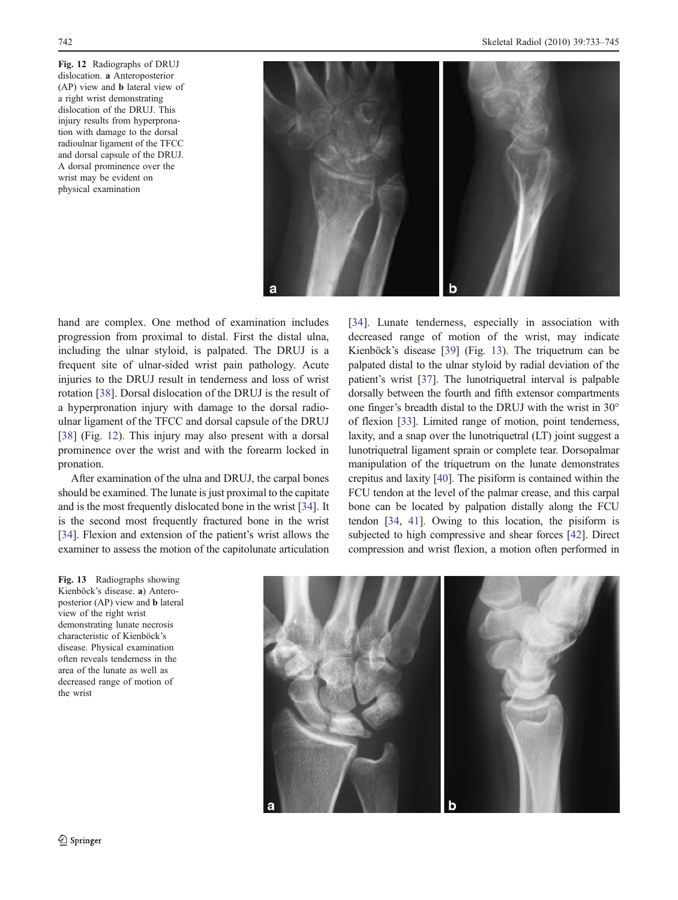Fig. 12 Radiographs of DRUJ dislocation. **a** Anteroposterior (AP) view and **b** lateral view of a right wrist demonstrating dislocation of the DRUJ. This injury results from hyperpronation with damage to the dorsal radioulnar ligament of the TFCC and dorsal capsule of the DRUJ. A dorsal prominence over the wrist may be evident on physical examination

hand are complex. One method of examination includes progression from proximal to distal. First the distal ulna, including the ulnar styloid, is palpated. The DRUJ is a frequent site of ulnar-sided wrist pain pathology. Acute injuries to the DRUJ result in tenderness and loss of wrist rotation [38]. Dorsal dislocation of the DRUJ is the result of a hyperpronation injury with damage to the dorsal radioulnar ligament of the TFCC and dorsal capsule of the DRUJ [38] (Fig. 12). This injury may also present with a dorsal prominence over the wrist and with the forearm locked in pronation.

After examination of the ulna and DRUJ, the carpal bones should be examined. The lunate is just proximal to the capitate and is the most frequently dislocated bone in the wrist [34]. It is the second most frequently fractured bone in the wrist [34]. Flexion and extension of the patient's wrist allows the examiner to assess the motion of the capitolunate articulation [34]. Lunate tenderness, especially in association with decreased range of motion of the wrist, may indicate Kienböck's disease [39] (Fig. 13). The triquetrum can be palpated distal to the ulnar styloid by radial deviation of the patient's wrist [37]. The lunotriquetral interval is palpable dorsally between the fourth and fifth extensor compartments one finger's breadth distal to the DRUJ with the wrist in 30° of flexion [33]. Limited range of motion, point tenderness, laxity, and a snap over the lunotriquetral (LT) joint suggest a lunotriquetral ligament sprain or complete tear. Dorsopalmar manipulation of the triquetrum on the lunate demonstrates crepitus and laxity [40]. The pisiform is contained within the FCU tendon at the level of the palmar crease, and this carpal bone can be located by palpation distally along the FCU tendon [34, 41]. Owing to this location, the pisiform is subjected to high compressive and shear forces [42]. Direct compression and wrist flexion, a motion often performed in

Fig. 13 Radiographs showing Kienböck's disease. **a**) Anteroposterior (AP) view and **b** lateral view of the right wrist demonstrating lunate necrosis characteristic of Kienböck's disease. Physical examination often reveals tenderness in the area of the lunate as well as decreased range of motion of the wrist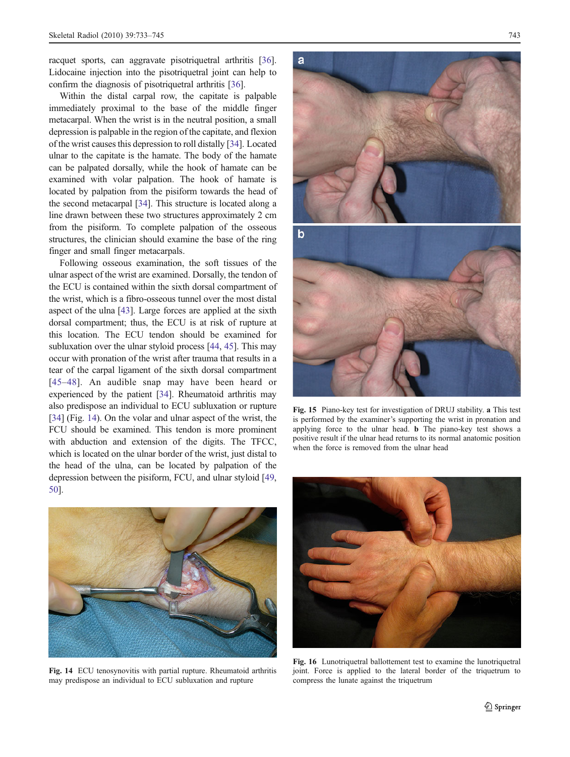racquet sports, can aggravate pisotriquetral arthritis [36]. Lidocaine injection into the pisotriquetral joint can help to confirm the diagnosis of pisotriquetral arthritis [36].

Within the distal carpal row, the capitate is palpable immediately proximal to the base of the middle finger metacarpal. When the wrist is in the neutral position, a small depression is palpable in the region of the capitate, and flexion of the wrist causes this depression to roll distally [34]. Located ulnar to the capitate is the hamate. The body of the hamate can be palpated dorsally, while the hook of hamate can be examined with volar palpation. The hook of hamate is located by palpation from the pisiform towards the head of the second metacarpal [34]. This structure is located along a line drawn between these two structures approximately 2 cm from the pisiform. To complete palpation of the osseous structures, the clinician should examine the base of the ring finger and small finger metacarpals.

Following osseous examination, the soft tissues of the ulnar aspect of the wrist are examined. Dorsally, the tendon of the ECU is contained within the sixth dorsal compartment of the wrist, which is a fibro-osseous tunnel over the most distal aspect of the ulna [43]. Large forces are applied at the sixth dorsal compartment; thus, the ECU is at risk of rupture at this location. The ECU tendon should be examined for subluxation over the ulnar styloid process [44, 45]. This may occur with pronation of the wrist after trauma that results in a tear of the carpal ligament of the sixth dorsal compartment [45–48]. An audible snap may have been heard or experienced by the patient [34]. Rheumatoid arthritis may also predispose an individual to ECU subluxation or rupture [34] (Fig. 14). On the volar and ulnar aspect of the wrist, the FCU should be examined. This tendon is more prominent with abduction and extension of the digits. The TFCC, which is located on the ulnar border of the wrist, just distal to the head of the ulna, can be located by palpation of the depression between the pisiform, FCU, and ulnar styloid [49, 50].

**Fig. 14** ECU tenosynovitis with partial rupture. Rheumatoid arthritis may predispose an individual to ECU subluxation and rupture

**Fig. 15** Piano-key test for investigation of DRUJ stability. **a** This test is performed by the examiner's supporting the wrist in pronation and applying force to the ulnar head. **b** The piano-key test shows a positive result if the ulnar head returns to its normal anatomic position when the force is removed from the ulnar head

**Fig. 16** Lunotriquetral ballottement test to examine the lunotriquetral joint. Force is applied to the lateral border of the triquetrum to compress the lunate against the triquetrum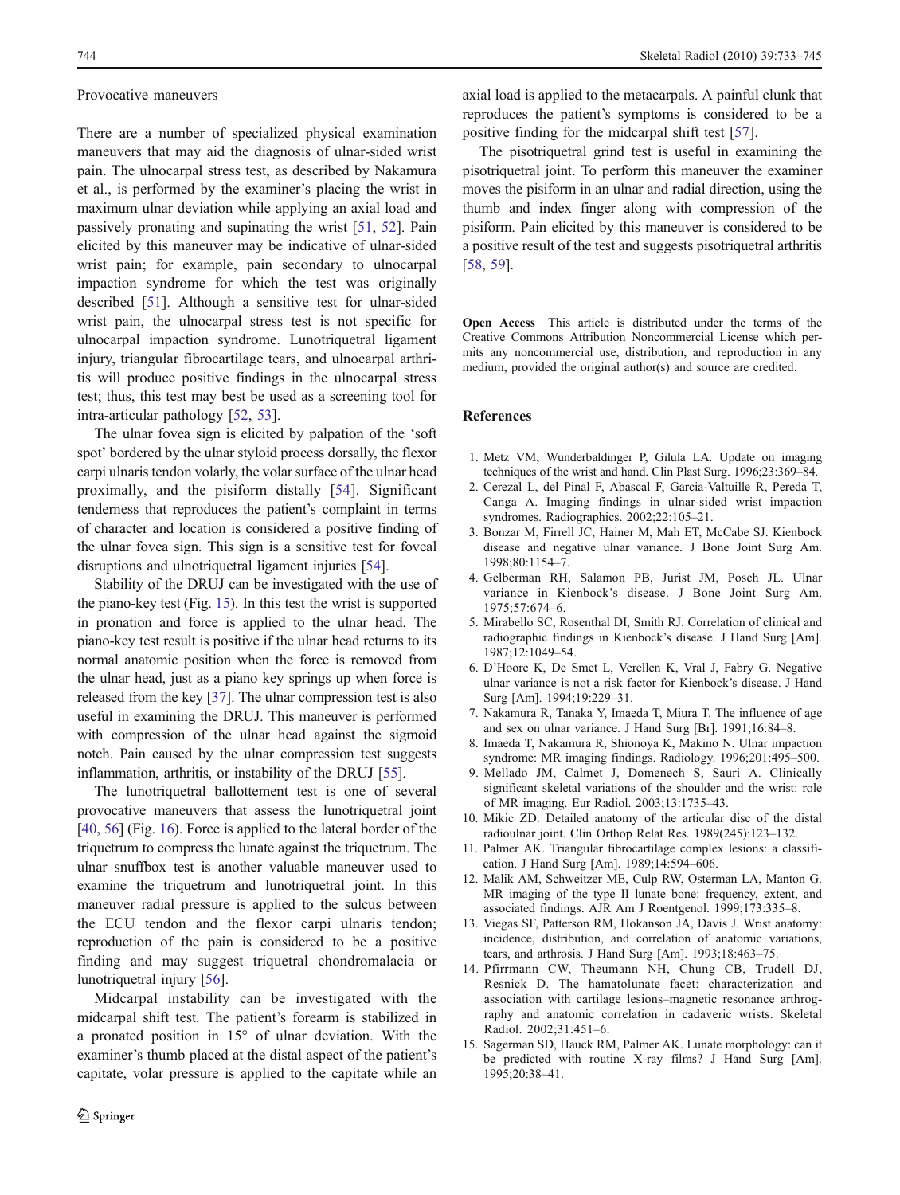Provocative maneuvers

There are a number of specialized physical examination maneuvers that may aid the diagnosis of ulnar-sided wrist pain. The ulnocarpal stress test, as described by Nakamura et al., is performed by the examiner's placing the wrist in maximum ulnar deviation while applying an axial load and passively pronating and supinating the wrist [51, 52]. Pain elicited by this maneuver may be indicative of ulnar-sided wrist pain; for example, pain secondary to ulnocarpal impaction syndrome for which the test was originally described [51]. Although a sensitive test for ulnar-sided wrist pain, the ulnocarpal stress test is not specific for ulnocarpal impaction syndrome. Lunotriquetral ligament injury, triangular fibrocartilage tears, and ulnocarpal arthritis will produce positive findings in the ulnocarpal stress test; thus, this test may best be used as a screening tool for intra-articular pathology [52, 53].

The ulnar fovea sign is elicited by palpation of the 'soft spot' bordered by the ulnar styloid process dorsally, the flexor carpi ulnaris tendon volarly, the volar surface of the ulnar head proximally, and the pisiform distally [54]. Significant tenderness that reproduces the patient's complaint in terms of character and location is considered a positive finding of the ulnar fovea sign. This sign is a sensitive test for foveal disruptions and ulnotriquetral ligament injuries [54].

Stability of the DRUJ can be investigated with the use of the piano-key test (Fig. 15). In this test the wrist is supported in pronation and force is applied to the ulnar head. The piano-key test result is positive if the ulnar head returns to its normal anatomic position when the force is removed from the ulnar head, just as a piano key springs up when force is released from the key [37]. The ulnar compression test is also useful in examining the DRUJ. This maneuver is performed with compression of the ulnar head against the sigmoid notch. Pain caused by the ulnar compression test suggests inflammation, arthritis, or instability of the DRUJ [55].

The lunotriquetral ballottement test is one of several provocative maneuvers that assess the lunotriquetral joint [40, 56] (Fig. 16). Force is applied to the lateral border of the triquetrum to compress the lunate against the triquetrum. The ulnar snuffbox test is another valuable maneuver used to examine the triquetrum and lunotriquetral joint. In this maneuver radial pressure is applied to the sulcus between the ECU tendon and the flexor carpi ulnaris tendon; reproduction of the pain is considered to be a positive finding and may suggest triquetral chondromalacia or lunotriquetral injury [56].

Midcarpal instability can be investigated with the midcarpal shift test. The patient's forearm is stabilized in a pronated position in 15° of ulnar deviation. With the examiner's thumb placed at the distal aspect of the patient's capitate, volar pressure is applied to the capitate while an axial load is applied to the metacarpals. A painful clunk that reproduces the patient's symptoms is considered to be a positive finding for the midcarpal shift test [57].

The pisotriquetral grind test is useful in examining the pisotriquetral joint. To perform this maneuver the examiner moves the pisiform in an ulnar and radial direction, using the thumb and index finger along with compression of the pisiform. Pain elicited by this maneuver is considered to be a positive result of the test and suggests pisotriquetral arthritis [58, 59].

**Open Access** This article is distributed under the terms of the Creative Commons Attribution Noncommercial License which permits any noncommercial use, distribution, and reproduction in any medium, provided the original author(s) and source are credited.

## References

1. Metz VM, Wunderbaldinger P, Gilula LA. Update on imaging techniques of the wrist and hand. Clin Plast Surg. 1996;23:369–84.
2. Cerezal L, del Pinal F, Abascal F, Garcia-Valtuille R, Pereda T, Canga A. Imaging findings in ulnar-sided wrist impaction syndromes. Radiographics. 2002;22:105–21.
3. Bonzar M, Firrell JC, Hainer M, Mah ET, McCabe SJ. Kienbock disease and negative ulnar variance. J Bone Joint Surg Am. 1998;80:1154–7.
4. Gelberman RH, Salamon PB, Jurist JM, Posch JL. Ulnar variance in Kienbock's disease. J Bone Joint Surg Am. 1975;57:674–6.
5. Mirabello SC, Rosenthal DI, Smith RJ. Correlation of clinical and radiographic findings in Kienbock's disease. J Hand Surg [Am]. 1987;12:1049–54.
6. D'Hoore K, De Smet L, Verellen K, Vral J, Fabry G. Negative ulnar variance is not a risk factor for Kienbock's disease. J Hand Surg [Am]. 1994;19:229–31.
7. Nakamura R, Tanaka Y, Imaeda T, Miura T. The influence of age and sex on ulnar variance. J Hand Surg [Br]. 1991;16:84–8.
8. Imaeda T, Nakamura R, Shionoya K, Makino N. Ulnar impaction syndrome: MR imaging findings. Radiology. 1996;201:495–500.
9. Mellado JM, Calmet J, Domenech S, Sauri A. Clinically significant skeletal variations of the shoulder and the wrist: role of MR imaging. Eur Radiol. 2003;13:1735–43.
10. Mikic ZD. Detailed anatomy of the articular disc of the distal radioulnar joint. Clin Orthop Relat Res. 1989(245):123–132.
11. Palmer AK. Triangular fibrocartilage complex lesions: a classification. J Hand Surg [Am]. 1989;14:594–606.
12. Malik AM, Schweitzer ME, Culp RW, Osterman LA, Manton G. MR imaging of the type II lunate bone: frequency, extent, and associated findings. AJR Am J Roentgenol. 1999;173:335–8.
13. Viegas SF, Patterson RM, Hokanson JA, Davis J. Wrist anatomy: incidence, distribution, and correlation of anatomic variations, tears, and arthrosis. J Hand Surg [Am]. 1993;18:463–75.
14. Pfirrmann CW, Theumann NH, Chung CB, Trudell DJ, Resnick D. The hamatolunate facet: characterization and association with cartilage lesions–magnetic resonance arthrography and anatomic correlation in cadaveric wrists. Skeletal Radiol. 2002;31:451–6.
15. Sagerman SD, Hauck RM, Palmer AK. Lunate morphology: can it be predicted with routine X-ray films? J Hand Surg [Am]. 1995;20:38–41.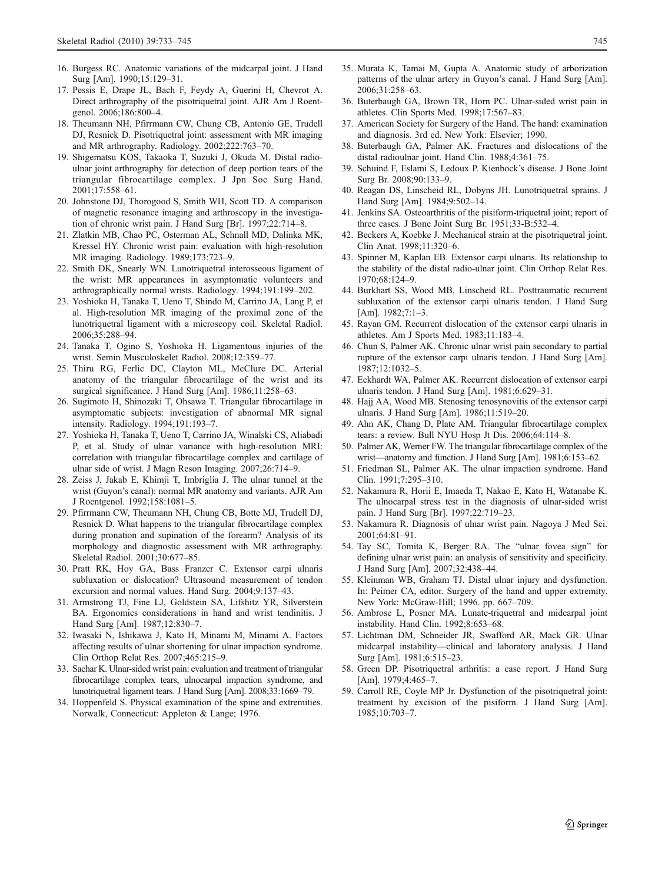16. Burgess RC. Anatomic variations of the midcarpal joint. J Hand Surg [Am]. 1990;15:129–31.
17. Pessis E, Drape JL, Bach F, Feydy A, Guerini H, Chevrot A. Direct arthrography of the pisotriquetral joint. AJR Am J Roentgenol. 2006;186:800–4.
18. Theumann NH, Pfirrmann CW, Chung CB, Antonio GE, Trudell DJ, Resnick D. Pisotriquetral joint: assessment with MR imaging and MR arthrography. Radiology. 2002;222:763–70.
19. Shigematsu KOS, Takaoka T, Suzuki J, Okuda M. Distal radioulnar joint arthrography for detection of deep portion tears of the triangular fibrocartilage complex. J Jpn Soc Surg Hand. 2001;17:558–61.
20. Johnstone DJ, Thorogood S, Smith WH, Scott TD. A comparison of magnetic resonance imaging and arthroscopy in the investigation of chronic wrist pain. J Hand Surg [Br]. 1997;22:714–8.
21. Zlatkin MB, Chao PC, Osterman AL, Schnall MD, Dalinka MK, Kressel HY. Chronic wrist pain: evaluation with high-resolution MR imaging. Radiology. 1989;173:723–9.
22. Smith DK, Snearly WN. Lunotriquetral interosseous ligament of the wrist: MR appearances in asymptomatic volunteers and arthrographically normal wrists. Radiology. 1994;191:199–202.
23. Yoshioka H, Tanaka T, Ueno T, Shindo M, Carrino JA, Lang P, et al. High-resolution MR imaging of the proximal zone of the lunotriquetral ligament with a microscopy coil. Skeletal Radiol. 2006;35:288–94.
24. Tanaka T, Ogino S, Yoshioka H. Ligamentous injuries of the wrist. Semin Musculoskelet Radiol. 2008;12:359–77.
25. Thiru RG, Ferlic DC, Clayton ML, McClure DC. Arterial anatomy of the triangular fibrocartilage of the wrist and its surgical significance. J Hand Surg [Am]. 1986;11:258–63.
26. Sugimoto H, Shinozaki T, Ohsawa T. Triangular fibrocartilage in asymptomatic subjects: investigation of abnormal MR signal intensity. Radiology. 1994;191:193–7.
27. Yoshioka H, Tanaka T, Ueno T, Carrino JA, Winalski CS, Aliabadi P, et al. Study of ulnar variance with high-resolution MRI: correlation with triangular fibrocartilage complex and cartilage of ulnar side of wrist. J Magn Reson Imaging. 2007;26:714–9.
28. Zeiss J, Jakab E, Khimji T, Imbriglia J. The ulnar tunnel at the wrist (Guyon's canal): normal MR anatomy and variants. AJR Am J Roentgenol. 1992;158:1081–5.
29. Pfirrmann CW, Theumann NH, Chung CB, Botte MJ, Trudell DJ, Resnick D. What happens to the triangular fibrocartilage complex during pronation and supination of the forearm? Analysis of its morphology and diagnostic assessment with MR arthrography. Skeletal Radiol. 2001;30:677–85.
30. Pratt RK, Hoy GA, Bass Franzcr C. Extensor carpi ulnaris subluxation or dislocation? Ultrasound measurement of tendon excursion and normal values. Hand Surg. 2004;9:137–43.
31. Armstrong TJ, Fine LJ, Goldstein SA, Lifshitz YR, Silverstein BA. Ergonomics considerations in hand and wrist tendinitis. J Hand Surg [Am]. 1987;12:830–7.
32. Iwasaki N, Ishikawa J, Kato H, Minami M, Minami A. Factors affecting results of ulnar shortening for ulnar impaction syndrome. Clin Orthop Relat Res. 2007;465:215–9.
33. Sachar K. Ulnar-sided wrist pain: evaluation and treatment of triangular fibrocartilage complex tears, ulnocarpal impaction syndrome, and lunotriquetral ligament tears. J Hand Surg [Am]. 2008;33:1669–79.
34. Hoppenfeld S. Physical examination of the spine and extremities. Norwalk, Connecticut: Appleton & Lange; 1976.
35. Murata K, Tamai M, Gupta A. Anatomic study of arborization patterns of the ulnar artery in Guyon's canal. J Hand Surg [Am]. 2006;31:258–63.
36. Buterbaugh GA, Brown TR, Horn PC. Ulnar-sided wrist pain in athletes. Clin Sports Med. 1998;17:567–83.
37. American Society for Surgery of the Hand. The hand: examination and diagnosis. 3rd ed. New York: Elsevier; 1990.
38. Buterbaugh GA, Palmer AK. Fractures and dislocations of the distal radioulnar joint. Hand Clin. 1988;4:361–75.
39. Schuind F, Eslami S, Ledoux P. Kienbock's disease. J Bone Joint Surg Br. 2008;90:133–9.
40. Reagan DS, Linscheid RL, Dobyns JH. Lunotriquetral sprains. J Hand Surg [Am]. 1984;9:502–14.
41. Jenkins SA. Osteoarthritis of the pisiform-triquetral joint; report of three cases. J Bone Joint Surg Br. 1951;33-B:532–4.
42. Beckers A, Koebke J. Mechanical strain at the pisotriquetral joint. Clin Anat. 1998;11:320–6.
43. Spinner M, Kaplan EB. Extensor carpi ulnaris. Its relationship to the stability of the distal radio-ulnar joint. Clin Orthop Relat Res. 1970;68:124–9.
44. Burkhart SS, Wood MB, Linscheid RL. Posttraumatic recurrent subluxation of the extensor carpi ulnaris tendon. J Hand Surg [Am]. 1982;7:1–3.
45. Rayan GM. Recurrent dislocation of the extensor carpi ulnaris in athletes. Am J Sports Med. 1983;11:183–4.
46. Chun S, Palmer AK. Chronic ulnar wrist pain secondary to partial rupture of the extensor carpi ulnaris tendon. J Hand Surg [Am]. 1987;12:1032–5.
47. Eckhardt WA, Palmer AK. Recurrent dislocation of extensor carpi ulnaris tendon. J Hand Surg [Am]. 1981;6:629–31.
48. Hajj AA, Wood MB. Stenosing tenosynovitis of the extensor carpi ulnaris. J Hand Surg [Am]. 1986;11:519–20.
49. Ahn AK, Chang D, Plate AM. Triangular fibrocartilage complex tears: a review. Bull NYU Hosp Jt Dis. 2006;64:114–8.
50. Palmer AK, Werner FW. The triangular fibrocartilage complex of the wrist—anatomy and function. J Hand Surg [Am]. 1981;6:153–62.
51. Friedman SL, Palmer AK. The ulnar impaction syndrome. Hand Clin. 1991;7:295–310.
52. Nakamura R, Horii E, Imaeda T, Nakao E, Kato H, Watanabe K. The ulnocarpal stress test in the diagnosis of ulnar-sided wrist pain. J Hand Surg [Br]. 1997;22:719–23.
53. Nakamura R. Diagnosis of ulnar wrist pain. Nagoya J Med Sci. 2001;64:81–91.
54. Tay SC, Tomita K, Berger RA. The "ulnar fovea sign" for defining ulnar wrist pain: an analysis of sensitivity and specificity. J Hand Surg [Am]. 2007;32:438–44.
55. Kleinman WB, Graham TJ. Distal ulnar injury and dysfunction. In: Peimer CA, editor. Surgery of the hand and upper extremity. New York: McGraw-Hill; 1996. pp. 667–709.
56. Ambrose L, Posner MA. Lunate-triquetral and midcarpal joint instability. Hand Clin. 1992;8:653–68.
57. Lichtman DM, Schneider JR, Swafford AR, Mack GR. Ulnar midcarpal instability—clinical and laboratory analysis. J Hand Surg [Am]. 1981;6:515–23.
58. Green DP. Pisotriquetral arthritis: a case report. J Hand Surg [Am]. 1979;4:465–7.
59. Carroll RE, Coyle MP Jr. Dysfunction of the pisotriquetral joint: treatment by excision of the pisiform. J Hand Surg [Am]. 1985;10:703–7.